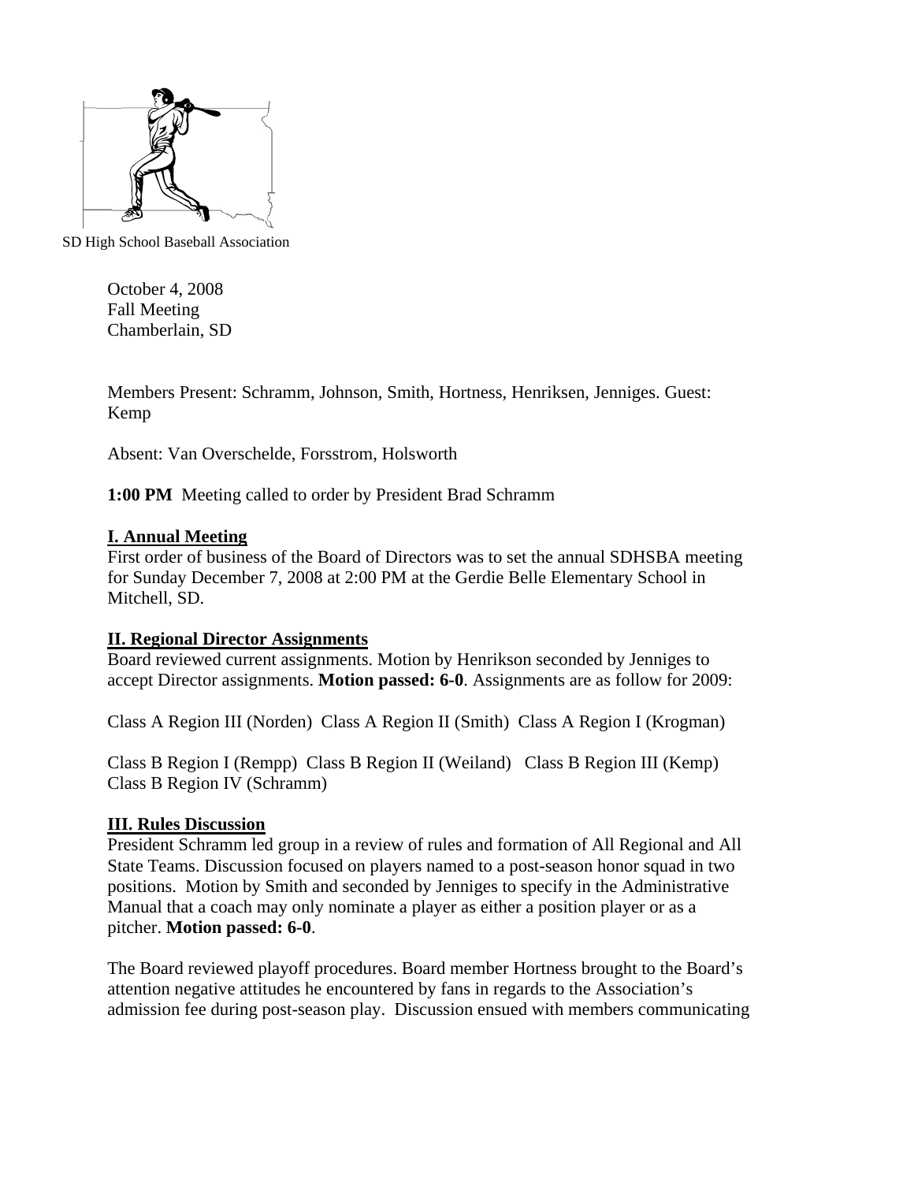SD High School Baseball Association

October 4, 2008
Fall Meeting
Chamberlain, SD

Members Present: Schramm, Johnson, Smith, Hortness, Henriksen, Jenniges. Guest: Kemp

Absent: Van Overschelde, Forsstrom, Holsworth

**1:00 PM** Meeting called to order by President Brad Schramm

## I. Annual Meeting

First order of business of the Board of Directors was to set the annual SDHSBA meeting for Sunday December 7, 2008 at 2:00 PM at the Gerdie Belle Elementary School in Mitchell, SD.

## II. Regional Director Assignments

Board reviewed current assignments. Motion by Henrikson seconded by Jenniges to accept Director assignments. **Motion passed: 6-0**. Assignments are as follow for 2009:

Class A Region III (Norden) Class A Region II (Smith) Class A Region I (Krogman)

Class B Region I (Rempp) Class B Region II (Weiland) Class B Region III (Kemp) Class B Region IV (Schramm)

## III. Rules Discussion

President Schramm led group in a review of rules and formation of All Regional and All State Teams. Discussion focused on players named to a post-season honor squad in two positions. Motion by Smith and seconded by Jenniges to specify in the Administrative Manual that a coach may only nominate a player as either a position player or as a pitcher. **Motion passed: 6-0**.

The Board reviewed playoff procedures. Board member Hortness brought to the Board's attention negative attitudes he encountered by fans in regards to the Association's admission fee during post-season play. Discussion ensued with members communicating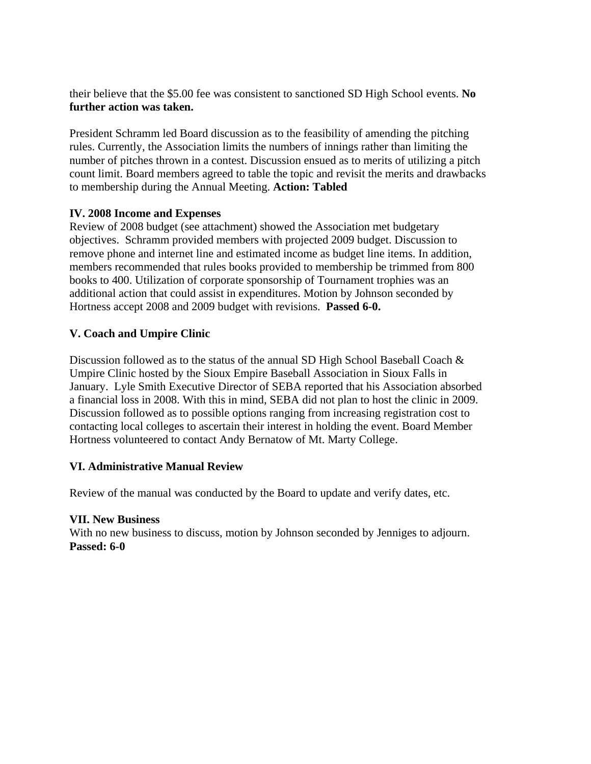their believe that the $5.00 fee was consistent to sanctioned SD High School events. **No further action was taken.**

President Schramm led Board discussion as to the feasibility of amending the pitching rules. Currently, the Association limits the numbers of innings rather than limiting the number of pitches thrown in a contest. Discussion ensued as to merits of utilizing a pitch count limit. Board members agreed to table the topic and revisit the merits and drawbacks to membership during the Annual Meeting. **Action: Tabled**

**IV. 2008 Income and Expenses**

Review of 2008 budget (see attachment) showed the Association met budgetary objectives. Schramm provided members with projected 2009 budget. Discussion to remove phone and internet line and estimated income as budget line items. In addition, members recommended that rules books provided to membership be trimmed from 800 books to 400. Utilization of corporate sponsorship of Tournament trophies was an additional action that could assist in expenditures. Motion by Johnson seconded by Hortness accept 2008 and 2009 budget with revisions. **Passed 6-0.**

**V. Coach and Umpire Clinic**

Discussion followed as to the status of the annual SD High School Baseball Coach & Umpire Clinic hosted by the Sioux Empire Baseball Association in Sioux Falls in January. Lyle Smith Executive Director of SEBA reported that his Association absorbed a financial loss in 2008. With this in mind, SEBA did not plan to host the clinic in 2009. Discussion followed as to possible options ranging from increasing registration cost to contacting local colleges to ascertain their interest in holding the event. Board Member Hortness volunteered to contact Andy Bernatow of Mt. Marty College.

**VI. Administrative Manual Review**

Review of the manual was conducted by the Board to update and verify dates, etc.

**VII. New Business**

With no new business to discuss, motion by Johnson seconded by Jenniges to adjourn. **Passed: 6-0**